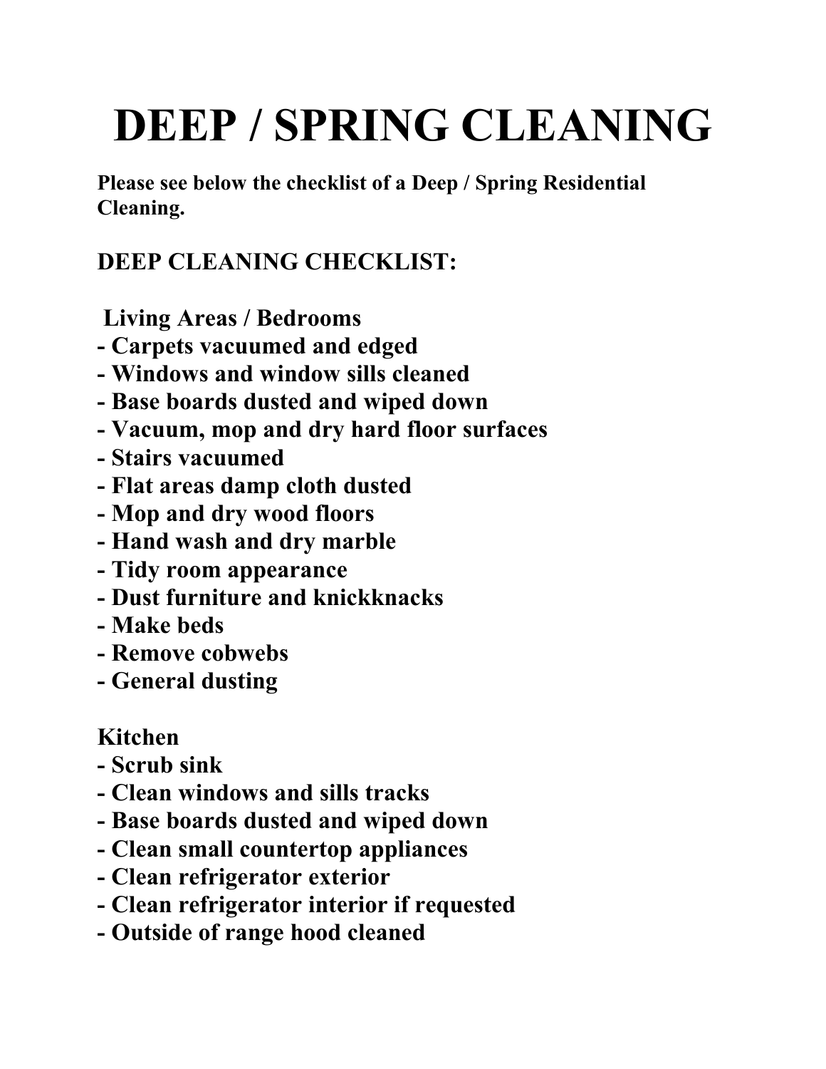# DEEP / SPRING CLEANING

**Please see below the checklist of a Deep / Spring Residential Cleaning.**

## DEEP CLEANING CHECKLIST:

### Living Areas / Bedrooms

- Carpets vacuumed and edged
- Windows and window sills cleaned
- Base boards dusted and wiped down
- Vacuum, mop and dry hard floor surfaces
- Stairs vacuumed
- Flat areas damp cloth dusted
- Mop and dry wood floors
- Hand wash and dry marble
- Tidy room appearance
- Dust furniture and knickknacks
- Make beds
- Remove cobwebs
- General dusting

### Kitchen

- Scrub sink
- Clean windows and sills tracks
- Base boards dusted and wiped down
- Clean small countertop appliances
- Clean refrigerator exterior
- Clean refrigerator interior if requested
- Outside of range hood cleaned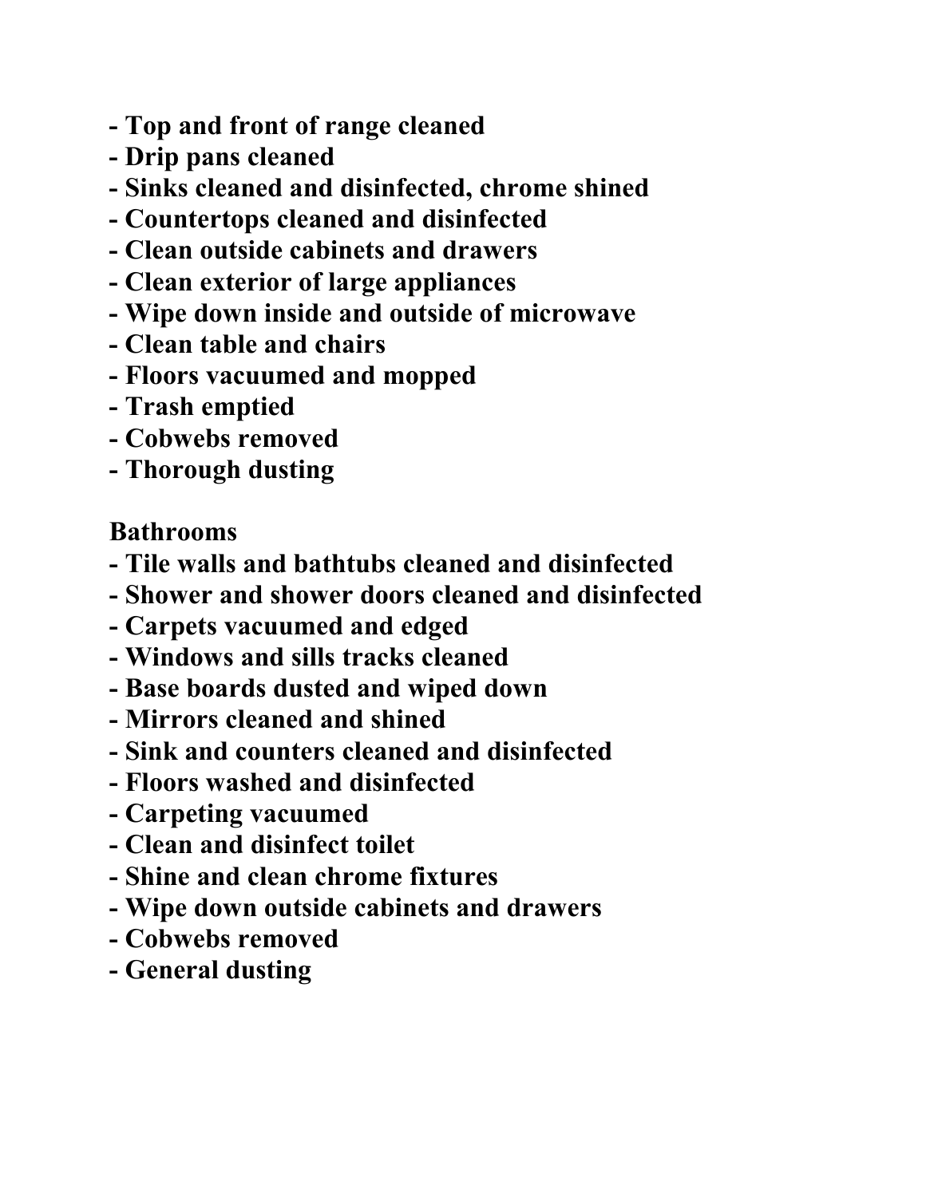**- Top and front of range cleaned**
**- Drip pans cleaned**
**- Sinks cleaned and disinfected, chrome shined**
**- Countertops cleaned and disinfected**
**- Clean outside cabinets and drawers**
**- Clean exterior of large appliances**
**- Wipe down inside and outside of microwave**
**- Clean table and chairs**
**- Floors vacuumed and mopped**
**- Trash emptied**
**- Cobwebs removed**
**- Thorough dusting**

**Bathrooms**

**- Tile walls and bathtubs cleaned and disinfected**
**- Shower and shower doors cleaned and disinfected**
**- Carpets vacuumed and edged**
**- Windows and sills tracks cleaned**
**- Base boards dusted and wiped down**
**- Mirrors cleaned and shined**
**- Sink and counters cleaned and disinfected**
**- Floors washed and disinfected**
**- Carpeting vacuumed**
**- Clean and disinfect toilet**
**- Shine and clean chrome fixtures**
**- Wipe down outside cabinets and drawers**
**- Cobwebs removed**
**- General dusting**